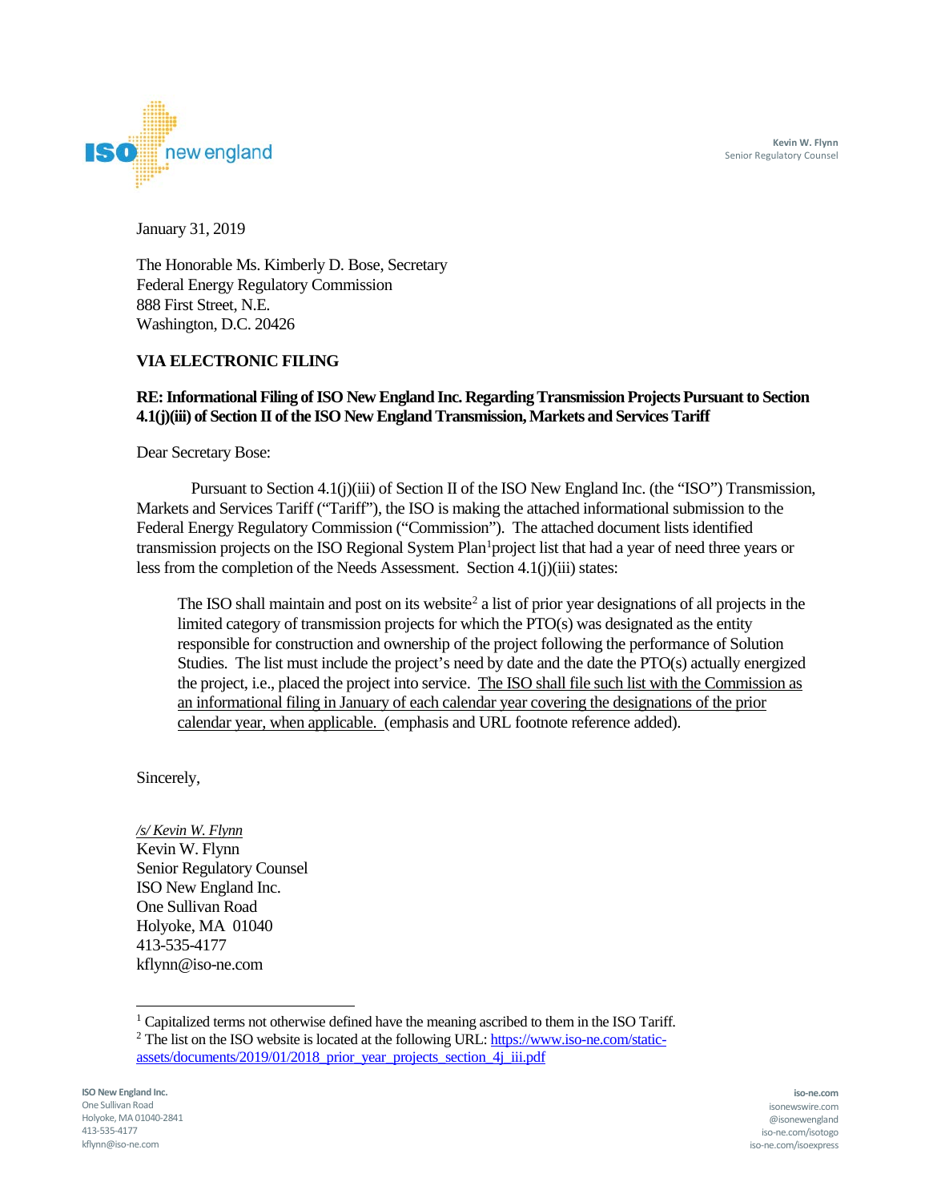Kevin W. Flynn
Senior Regulatory Counsel

January 31, 2019

The Honorable Ms. Kimberly D. Bose, Secretary
Federal Energy Regulatory Commission
888 First Street, N.E.
Washington, D.C. 20426

**VIA ELECTRONIC FILING**

**RE: Informational Filing of ISO New England Inc. Regarding Transmission Projects Pursuant to Section 4.1(j)(iii) of Section II of the ISO New England Transmission, Markets and Services Tariff**

Dear Secretary Bose:

Pursuant to Section 4.1(j)(iii) of Section II of the ISO New England Inc. (the "ISO") Transmission, Markets and Services Tariff ("Tariff"), the ISO is making the attached informational submission to the Federal Energy Regulatory Commission ("Commission"). The attached document lists identified transmission projects on the ISO Regional System Plan[1]project list that had a year of need three years or less from the completion of the Needs Assessment. Section 4.1(j)(iii) states:

> The ISO shall maintain and post on its website[2] a list of prior year designations of all projects in the limited category of transmission projects for which the PTO(s) was designated as the entity responsible for construction and ownership of the project following the performance of Solution Studies. The list must include the project's need by date and the date the PTO(s) actually energized the project, i.e., placed the project into service. The ISO shall file such list with the Commission as an informational filing in January of each calendar year covering the designations of the prior calendar year, when applicable. (emphasis and URL footnote reference added).

Sincerely,

*/s/ Kevin W. Flynn*
Kevin W. Flynn
Senior Regulatory Counsel
ISO New England Inc.
One Sullivan Road
Holyoke, MA 01040
413-535-4177
kflynn@iso-ne.com

---

[1] Capitalized terms not otherwise defined have the meaning ascribed to them in the ISO Tariff.

[2] The list on the ISO website is located at the following URL: https://www.iso-ne.com/static-assets/documents/2019/01/2018_prior_year_projects_section_4j_iii.pdf

ISO New England Inc.
One Sullivan Road
Holyoke, MA 01040-2841
413-535-4177
kflynn@iso-ne.com

iso-ne.com
isonewswire.com
@isonewengland
iso-ne.com/isotogo
iso-ne.com/isoexpress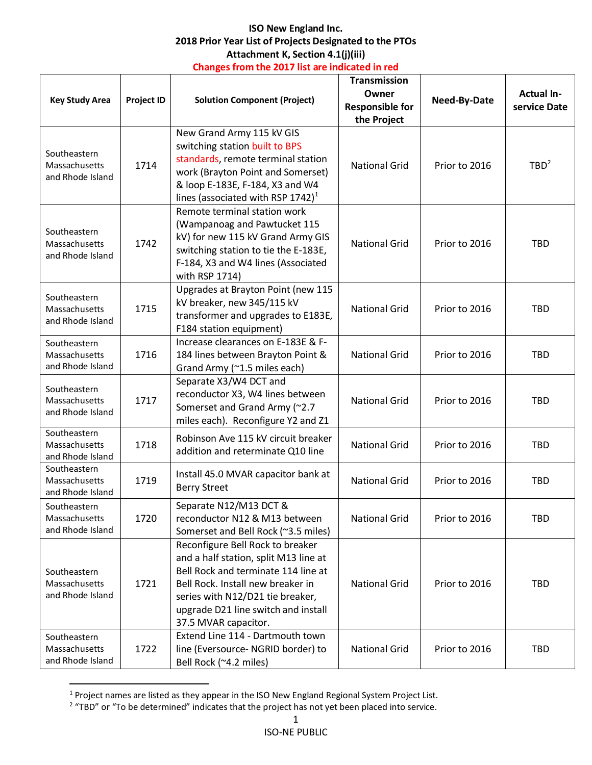# ISO New England Inc.
## 2018 Prior Year List of Projects Designated to the PTOs
## Attachment K, Section 4.1(j)(iii)
### Changes from the 2017 list are indicated in red

| Key Study Area | Project ID | Solution Component (Project) | Transmission Owner Responsible for the Project | Need-By-Date | Actual In-service Date |
|---|---|---|---|---|---|
| Southeastern Massachusetts and Rhode Island | 1714 | New Grand Army 115 kV GIS switching station built to BPS standards, remote terminal station work (Brayton Point and Somerset) & loop E-183E, F-184, X3 and W4 lines (associated with RSP 1742)[1] | National Grid | Prior to 2016 | TBD[2] |
| Southeastern Massachusetts and Rhode Island | 1742 | Remote terminal station work (Wampanoag and Pawtucket 115 kV) for new 115 kV Grand Army GIS switching station to tie the E-183E, F-184, X3 and W4 lines (Associated with RSP 1714) | National Grid | Prior to 2016 | TBD |
| Southeastern Massachusetts and Rhode Island | 1715 | Upgrades at Brayton Point (new 115 kV breaker, new 345/115 kV transformer and upgrades to E183E, F184 station equipment) | National Grid | Prior to 2016 | TBD |
| Southeastern Massachusetts and Rhode Island | 1716 | Increase clearances on E-183E & F-184 lines between Brayton Point & Grand Army (~1.5 miles each) | National Grid | Prior to 2016 | TBD |
| Southeastern Massachusetts and Rhode Island | 1717 | Separate X3/W4 DCT and reconductor X3, W4 lines between Somerset and Grand Army (~2.7 miles each). Reconfigure Y2 and Z1 | National Grid | Prior to 2016 | TBD |
| Southeastern Massachusetts and Rhode Island | 1718 | Robinson Ave 115 kV circuit breaker addition and reterminate Q10 line | National Grid | Prior to 2016 | TBD |
| Southeastern Massachusetts and Rhode Island | 1719 | Install 45.0 MVAR capacitor bank at Berry Street | National Grid | Prior to 2016 | TBD |
| Southeastern Massachusetts and Rhode Island | 1720 | Separate N12/M13 DCT & reconductor N12 & M13 between Somerset and Bell Rock (~3.5 miles) | National Grid | Prior to 2016 | TBD |
| Southeastern Massachusetts and Rhode Island | 1721 | Reconfigure Bell Rock to breaker and a half station, split M13 line at Bell Rock and terminate 114 line at Bell Rock. Install new breaker in series with N12/D21 tie breaker, upgrade D21 line switch and install 37.5 MVAR capacitor. | National Grid | Prior to 2016 | TBD |
| Southeastern Massachusetts and Rhode Island | 1722 | Extend Line 114 - Dartmouth town line (Eversource- NGRID border) to Bell Rock (~4.2 miles) | National Grid | Prior to 2016 | TBD |

[1] Project names are listed as they appear in the ISO New England Regional System Project List.

[2] "TBD" or "To be determined" indicates that the project has not yet been placed into service.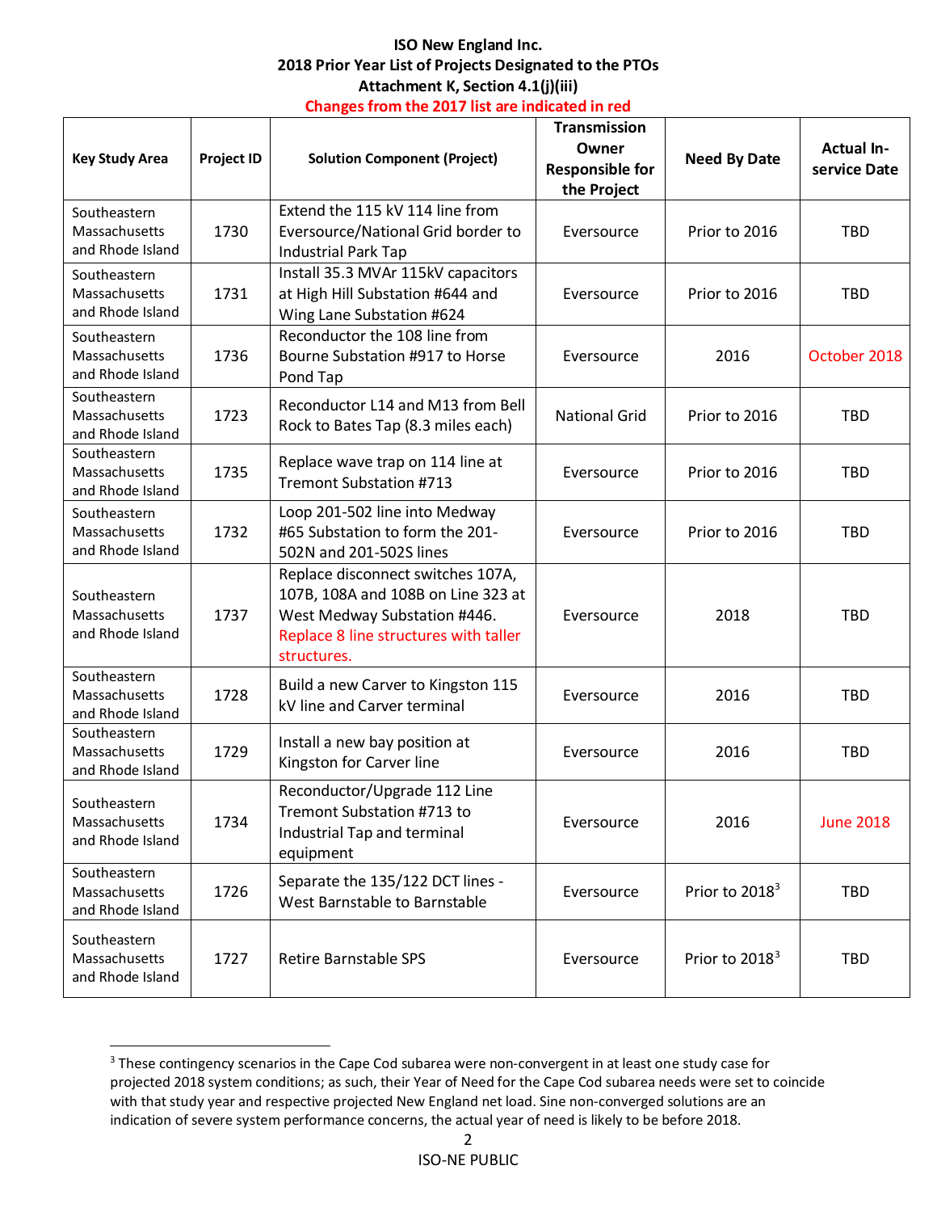**ISO New England Inc.**
**2018 Prior Year List of Projects Designated to the PTOs**
**Attachment K, Section 4.1(j)(iii)**
**Changes from the 2017 list are indicated in red**

| Key Study Area | Project ID | Solution Component (Project) | Transmission Owner Responsible for the Project | Need By Date | Actual In-service Date |
|---|---|---|---|---|---|
| Southeastern Massachusetts and Rhode Island | 1730 | Extend the 115 kV 114 line from Eversource/National Grid border to Industrial Park Tap | Eversource | Prior to 2016 | TBD |
| Southeastern Massachusetts and Rhode Island | 1731 | Install 35.3 MVAr 115kV capacitors at High Hill Substation #644 and Wing Lane Substation #624 | Eversource | Prior to 2016 | TBD |
| Southeastern Massachusetts and Rhode Island | 1736 | Reconductor the 108 line from Bourne Substation #917 to Horse Pond Tap | Eversource | 2016 | October 2018 |
| Southeastern Massachusetts and Rhode Island | 1723 | Reconductor L14 and M13 from Bell Rock to Bates Tap (8.3 miles each) | National Grid | Prior to 2016 | TBD |
| Southeastern Massachusetts and Rhode Island | 1735 | Replace wave trap on 114 line at Tremont Substation #713 | Eversource | Prior to 2016 | TBD |
| Southeastern Massachusetts and Rhode Island | 1732 | Loop 201-502 line into Medway #65 Substation to form the 201-502N and 201-502S lines | Eversource | Prior to 2016 | TBD |
| Southeastern Massachusetts and Rhode Island | 1737 | Replace disconnect switches 107A, 107B, 108A and 108B on Line 323 at West Medway Substation #446. Replace 8 line structures with taller structures. | Eversource | 2018 | TBD |
| Southeastern Massachusetts and Rhode Island | 1728 | Build a new Carver to Kingston 115 kV line and Carver terminal | Eversource | 2016 | TBD |
| Southeastern Massachusetts and Rhode Island | 1729 | Install a new bay position at Kingston for Carver line | Eversource | 2016 | TBD |
| Southeastern Massachusetts and Rhode Island | 1734 | Reconductor/Upgrade 112 Line Tremont Substation #713 to Industrial Tap and terminal equipment | Eversource | 2016 | June 2018 |
| Southeastern Massachusetts and Rhode Island | 1726 | Separate the 135/122 DCT lines - West Barnstable to Barnstable | Eversource | Prior to 2018[3] | TBD |
| Southeastern Massachusetts and Rhode Island | 1727 | Retire Barnstable SPS | Eversource | Prior to 2018[3] | TBD |

[3] These contingency scenarios in the Cape Cod subarea were non-convergent in at least one study case for projected 2018 system conditions; as such, their Year of Need for the Cape Cod subarea needs were set to coincide with that study year and respective projected New England net load. Sine non-converged solutions are an indication of severe system performance concerns, the actual year of need is likely to be before 2018.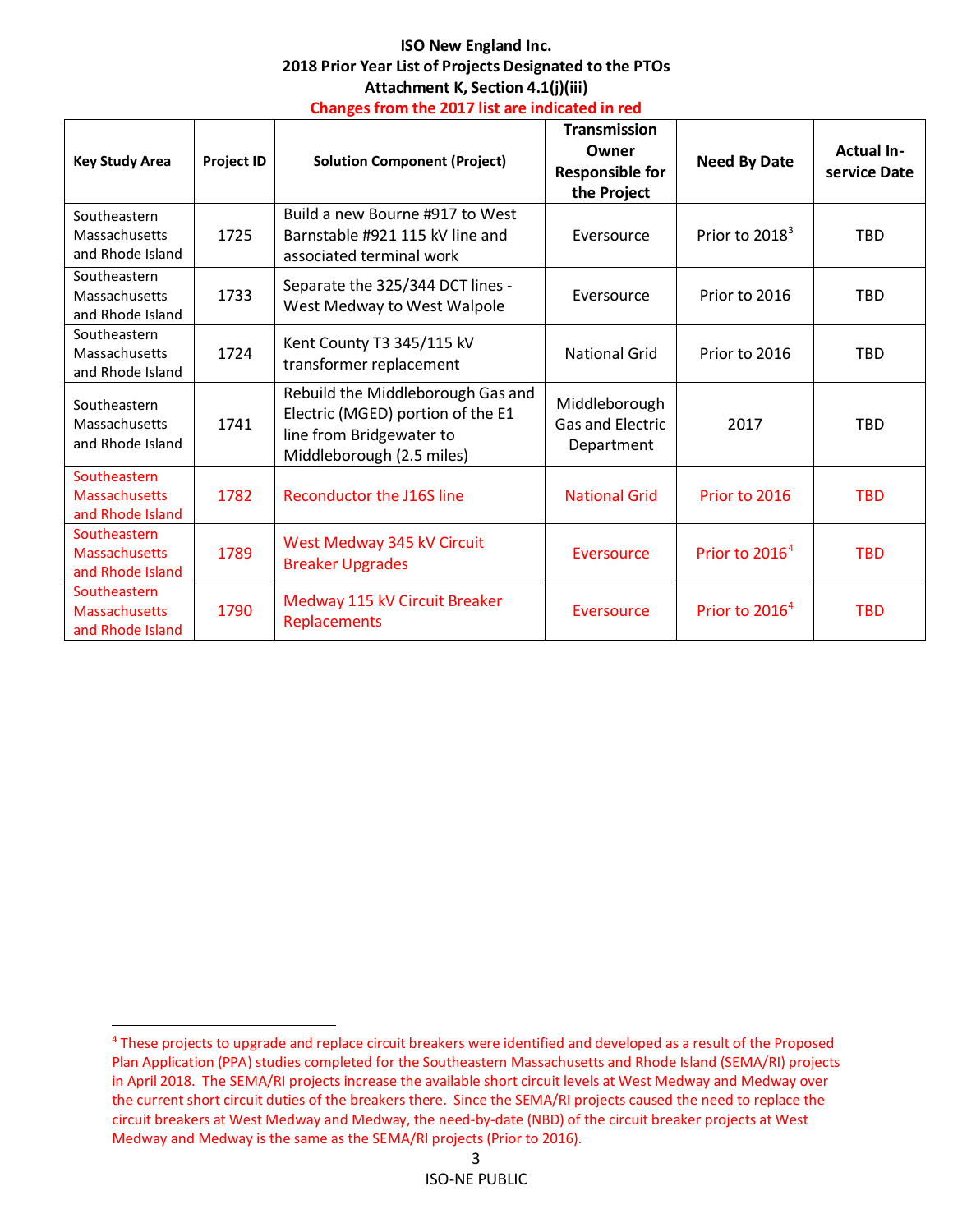**ISO New England Inc.**
**2018 Prior Year List of Projects Designated to the PTOs**
**Attachment K, Section 4.1(j)(iii)**
**Changes from the 2017 list are indicated in red**

| Key Study Area | Project ID | Solution Component (Project) | Transmission Owner Responsible for the Project | Need By Date | Actual In-service Date |
|---|---|---|---|---|---|
| Southeastern Massachusetts and Rhode Island | 1725 | Build a new Bourne #917 to West Barnstable #921 115 kV line and associated terminal work | Eversource | Prior to 2018[3] | TBD |
| Southeastern Massachusetts and Rhode Island | 1733 | Separate the 325/344 DCT lines - West Medway to West Walpole | Eversource | Prior to 2016 | TBD |
| Southeastern Massachusetts and Rhode Island | 1724 | Kent County T3 345/115 kV transformer replacement | National Grid | Prior to 2016 | TBD |
| Southeastern Massachusetts and Rhode Island | 1741 | Rebuild the Middleborough Gas and Electric (MGED) portion of the E1 line from Bridgewater to Middleborough (2.5 miles) | Middleborough Gas and Electric Department | 2017 | TBD |
| Southeastern Massachusetts and Rhode Island | 1782 | Reconductor the J16S line | National Grid | Prior to 2016 | TBD |
| Southeastern Massachusetts and Rhode Island | 1789 | West Medway 345 kV Circuit Breaker Upgrades | Eversource | Prior to 2016[4] | TBD |
| Southeastern Massachusetts and Rhode Island | 1790 | Medway 115 kV Circuit Breaker Replacements | Eversource | Prior to 2016[4] | TBD |

[4] These projects to upgrade and replace circuit breakers were identified and developed as a result of the Proposed Plan Application (PPA) studies completed for the Southeastern Massachusetts and Rhode Island (SEMA/RI) projects in April 2018. The SEMA/RI projects increase the available short circuit levels at West Medway and Medway over the current short circuit duties of the breakers there. Since the SEMA/RI projects caused the need to replace the circuit breakers at West Medway and Medway, the need-by-date (NBD) of the circuit breaker projects at West Medway and Medway is the same as the SEMA/RI projects (Prior to 2016).